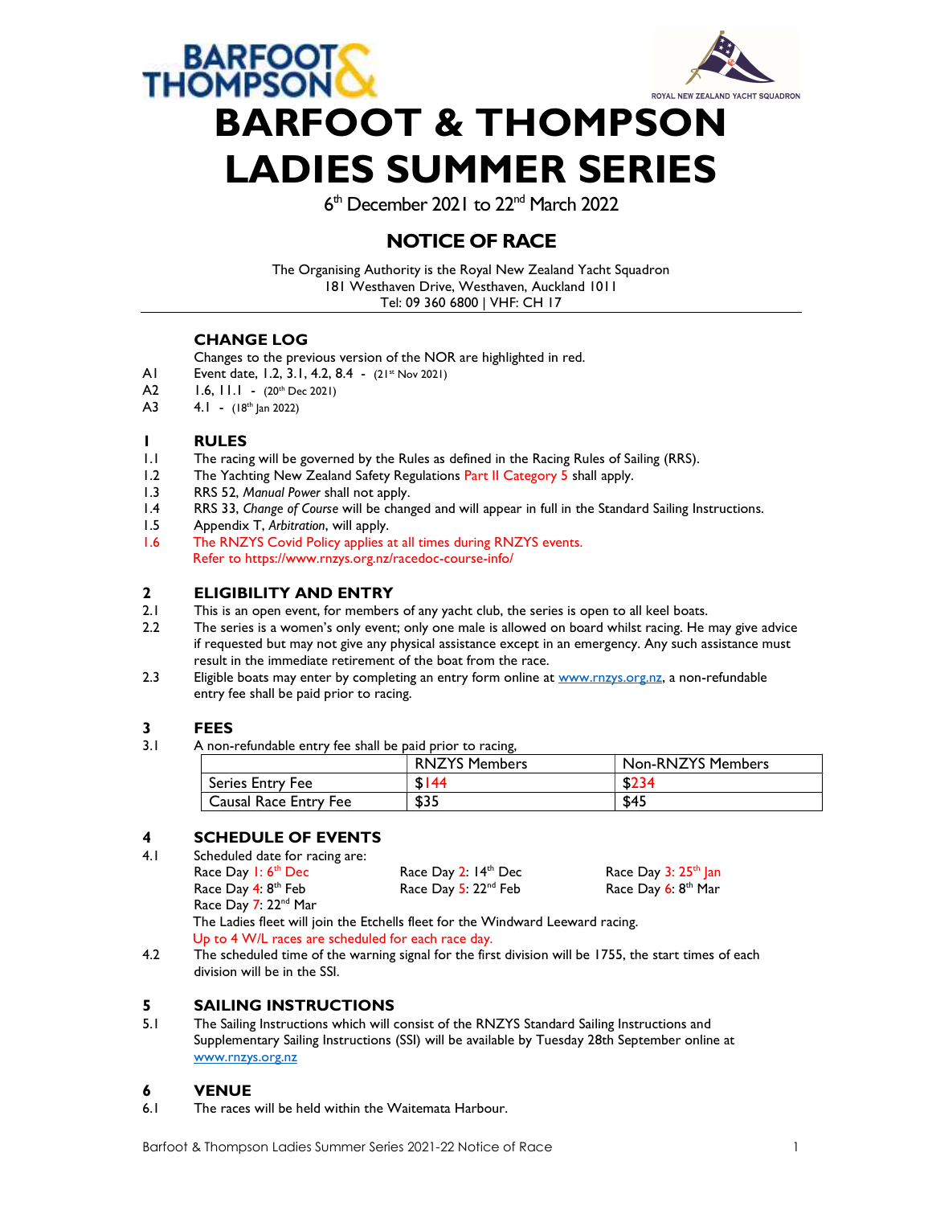BARFOOT & THOMPSON

ROYAL NEW ZEALAND YACHT SQUADRON

# BARFOOT & THOMPSON LADIES SUMMER SERIES

6th December 2021 to 22nd March 2022

## NOTICE OF RACE

The Organising Authority is the Royal New Zealand Yacht Squadron
181 Westhaven Drive, Westhaven, Auckland 1011
Tel: 09 360 6800 | VHF: CH 17

### CHANGE LOG

Changes to the previous version of the NOR are highlighted in red.

A1 Event date, 1.2, 3.1, 4.2, 8.4 - (21st Nov 2021)
A2 1.6, 11.1 - (20th Dec 2021)
A3 4.1 - (18th Jan 2022)

### 1 RULES

1.1 The racing will be governed by the Rules as defined in the Racing Rules of Sailing (RRS).
1.2 The Yachting New Zealand Safety Regulations Part II Category 5 shall apply.
1.3 RRS 52, *Manual Power* shall not apply.
1.4 RRS 33, *Change of Course* will be changed and will appear in full in the Standard Sailing Instructions.
1.5 Appendix T, *Arbitration*, will apply.
1.6 The RNZYS Covid Policy applies at all times during RNZYS events. Refer to https://www.rnzys.org.nz/racedoc-course-info/

### 2 ELIGIBILITY AND ENTRY

2.1 This is an open event, for members of any yacht club, the series is open to all keel boats.
2.2 The series is a women's only event; only one male is allowed on board whilst racing. He may give advice if requested but may not give any physical assistance except in an emergency. Any such assistance must result in the immediate retirement of the boat from the race.
2.3 Eligible boats may enter by completing an entry form online at www.rnzys.org.nz, a non-refundable entry fee shall be paid prior to racing.

### 3 FEES

3.1 A non-refundable entry fee shall be paid prior to racing,

| | RNZYS Members | Non-RNZYS Members |
|---|---|---|
| Series Entry Fee | $144 | $234 |
| Causal Race Entry Fee | $35 | $45 |

### 4 SCHEDULE OF EVENTS

4.1 Scheduled date for racing are:

Race Day 1: 6th Dec
Race Day 2: 14th Dec
Race Day 3: 25th Jan
Race Day 4: 8th Feb
Race Day 5: 22nd Feb
Race Day 6: 8th Mar
Race Day 7: 22nd Mar

The Ladies fleet will join the Etchells fleet for the Windward Leeward racing.
Up to 4 W/L races are scheduled for each race day.

4.2 The scheduled time of the warning signal for the first division will be 1755, the start times of each division will be in the SSI.

### 5 SAILING INSTRUCTIONS

5.1 The Sailing Instructions which will consist of the RNZYS Standard Sailing Instructions and Supplementary Sailing Instructions (SSI) will be available by Tuesday 28th September online at www.rnzys.org.nz

### 6 VENUE

6.1 The races will be held within the Waitemata Harbour.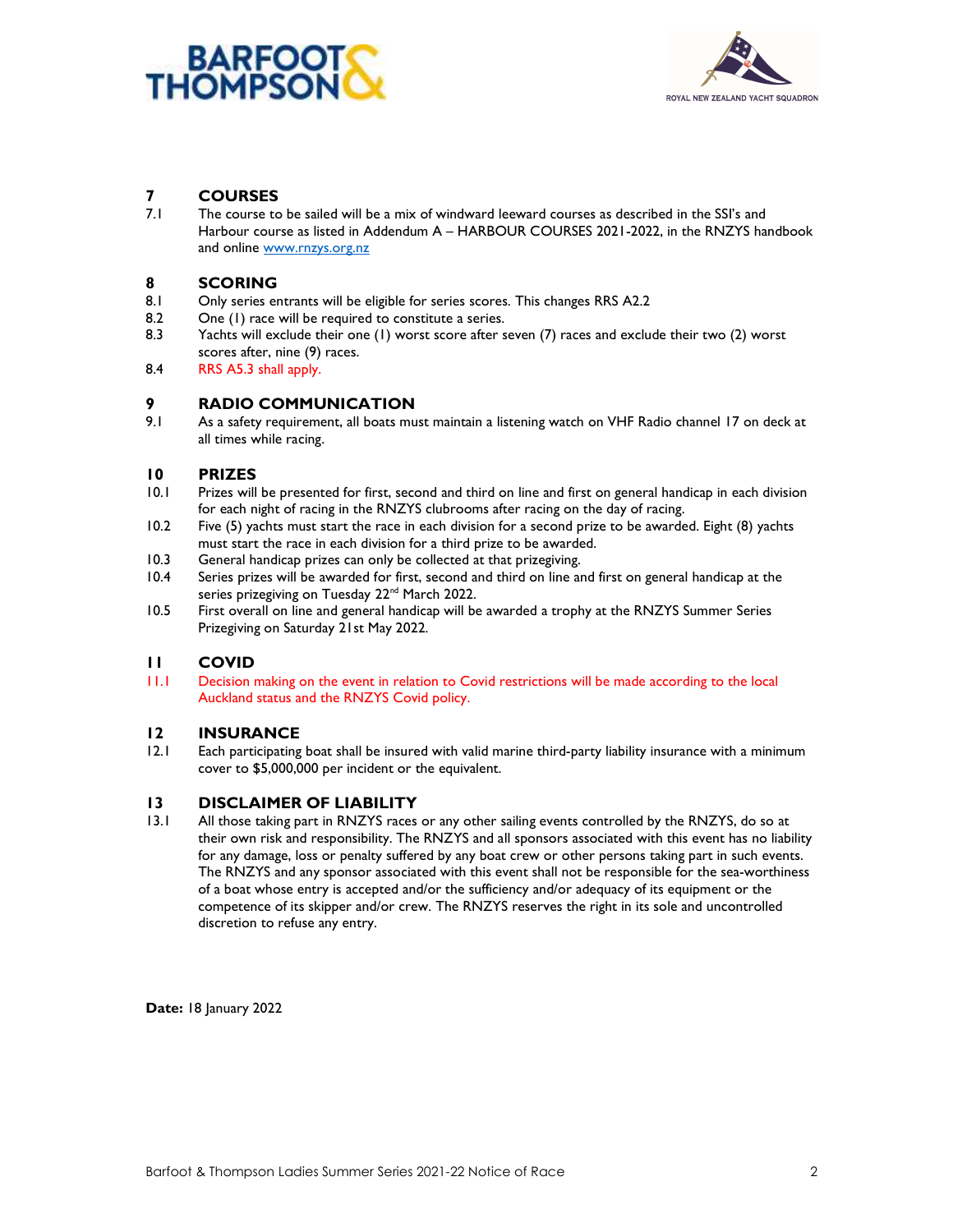## 7 COURSES

7.1 The course to be sailed will be a mix of windward leeward courses as described in the SSI's and Harbour course as listed in Addendum A – HARBOUR COURSES 2021-2022, in the RNZYS handbook and online www.rnzys.org.nz

## 8 SCORING

8.1 Only series entrants will be eligible for series scores. This changes RRS A2.2

8.2 One (1) race will be required to constitute a series.

8.3 Yachts will exclude their one (1) worst score after seven (7) races and exclude their two (2) worst scores after, nine (9) races.

8.4 RRS A5.3 shall apply.

## 9 RADIO COMMUNICATION

9.1 As a safety requirement, all boats must maintain a listening watch on VHF Radio channel 17 on deck at all times while racing.

## 10 PRIZES

10.1 Prizes will be presented for first, second and third on line and first on general handicap in each division for each night of racing in the RNZYS clubrooms after racing on the day of racing.

10.2 Five (5) yachts must start the race in each division for a second prize to be awarded. Eight (8) yachts must start the race in each division for a third prize to be awarded.

10.3 General handicap prizes can only be collected at that prizegiving.

10.4 Series prizes will be awarded for first, second and third on line and first on general handicap at the series prizegiving on Tuesday 22nd March 2022.

10.5 First overall on line and general handicap will be awarded a trophy at the RNZYS Summer Series Prizegiving on Saturday 21st May 2022.

## 11 COVID

11.1 Decision making on the event in relation to Covid restrictions will be made according to the local Auckland status and the RNZYS Covid policy.

## 12 INSURANCE

12.1 Each participating boat shall be insured with valid marine third-party liability insurance with a minimum cover to $5,000,000 per incident or the equivalent.

## 13 DISCLAIMER OF LIABILITY

13.1 All those taking part in RNZYS races or any other sailing events controlled by the RNZYS, do so at their own risk and responsibility. The RNZYS and all sponsors associated with this event has no liability for any damage, loss or penalty suffered by any boat crew or other persons taking part in such events. The RNZYS and any sponsor associated with this event shall not be responsible for the sea-worthiness of a boat whose entry is accepted and/or the sufficiency and/or adequacy of its equipment or the competence of its skipper and/or crew. The RNZYS reserves the right in its sole and uncontrolled discretion to refuse any entry.

**Date:** 18 January 2022